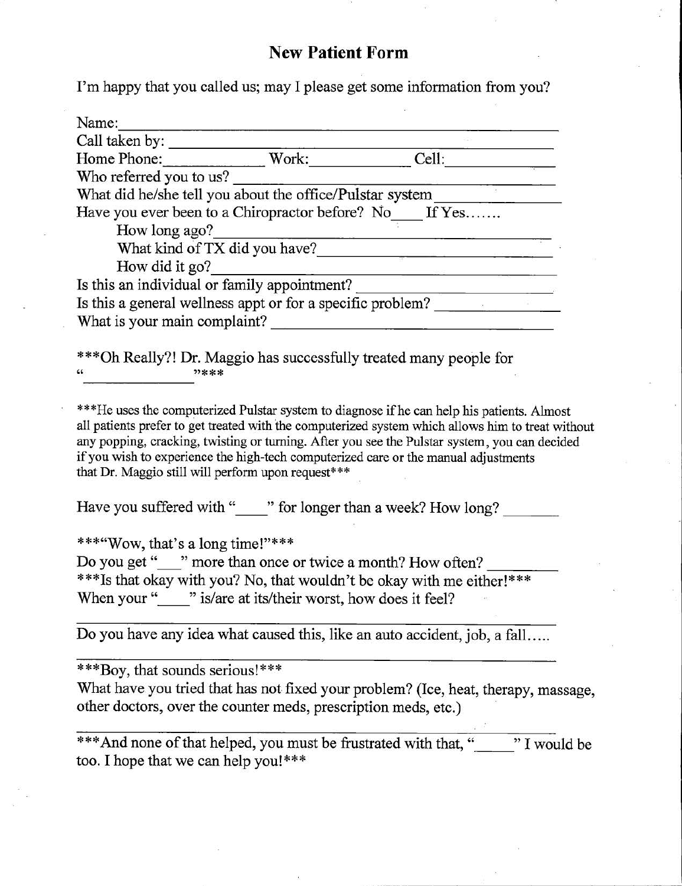# New Patient Form

I'm happy that you called us; may I please get some information from you?

Name: ______________________________________________

Call taken by: ______________________________________________

Home Phone: ____________ Work: ____________ Cell: ____________

Who referred you to us? ______________________________________________

What did he/she tell you about the office/Pulstar system ______________

Have you ever been to a Chiropractor before? No____ If Yes…….

How long ago? ______________________________________________

What kind of TX did you have? ______________________________

How did it go? ______________________________________________

Is this an individual or family appointment? ______________________

Is this a general wellness appt or for a specific problem? ______________

What is your main complaint? ______________________________

***Oh Really?! Dr. Maggio has successfully treated many people for "______________"***

***He uses the computerized Pulstar system to diagnose if he can help his patients. Almost all patients prefer to get treated with the computerized system which allows him to treat without any popping, cracking, twisting or turning. After you see the Pulstar system, you can decided if you wish to experience the high-tech computerized care or the manual adjustments that Dr. Maggio still will perform upon request***

Have you suffered with "____" for longer than a week? How long? _______

***"Wow, that's a long time!"***

Do you get "___" more than once or twice a month? How often? ________

***Is that okay with you? No, that wouldn't be okay with me either!***

When your "____" is/are at its/their worst, how does it feel?

______________________________________________

Do you have any idea what caused this, like an auto accident, job, a fall…..

______________________________________________

***Boy, that sounds serious!***

What have you tried that has not fixed your problem? (Ice, heat, therapy, massage, other doctors, over the counter meds, prescription meds, etc.)

______________________________________________

***And none of that helped, you must be frustrated with that, "_____" I would be too. I hope that we can help you!***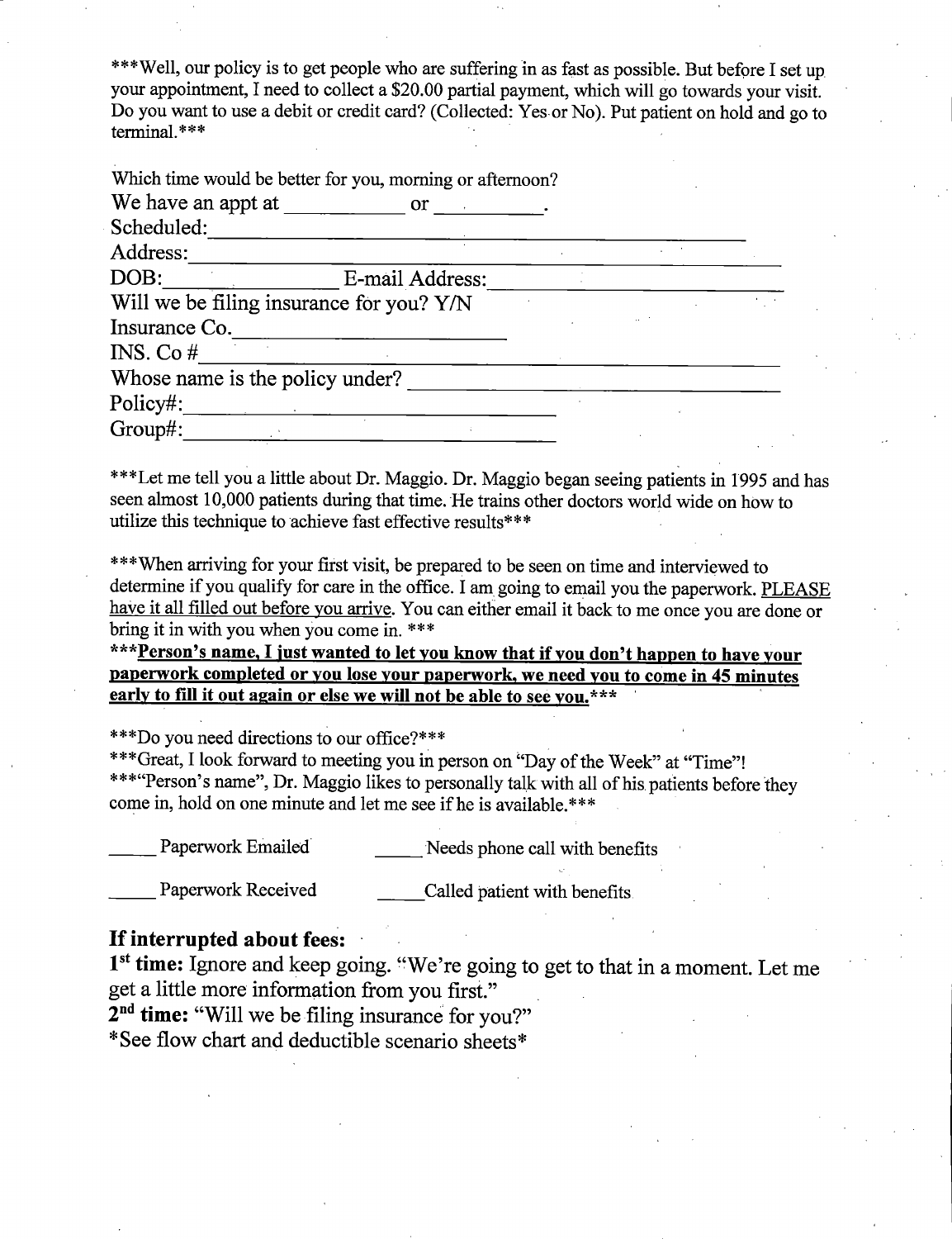***Well, our policy is to get people who are suffering in as fast as possible. But before I set up your appointment, I need to collect a $20.00 partial payment, which will go towards your visit. Do you want to use a debit or credit card? (Collected: Yes or No). Put patient on hold and go to terminal.***

Which time would be better for you, morning or afternoon?

We have an appt at __________ or __________.

Scheduled:______________________________________________

Address:________________________________________________

DOB:______________ E-mail Address:______________________

Will we be filing insurance for you? Y/N

Insurance Co.______________________

INS. Co #_________________________________________________

Whose name is the policy under? ____________________________

Policy#:___________________________

Group#:___________________________

***Let me tell you a little about Dr. Maggio. Dr. Maggio began seeing patients in 1995 and has seen almost 10,000 patients during that time. He trains other doctors world wide on how to utilize this technique to achieve fast effective results***

***When arriving for your first visit, be prepared to be seen on time and interviewed to determine if you qualify for care in the office. I am going to email you the paperwork. PLEASE have it all filled out before you arrive. You can either email it back to me once you are done or bring it in with you when you come in. ***

***<u>**Person's name, I just wanted to let you know that if you don't happen to have your paperwork completed or you lose your paperwork, we need you to come in 45 minutes early to fill it out again or else we will not be able to see you.**</u>***

***Do you need directions to our office?***

***Great, I look forward to meeting you in person on "Day of the Week" at "Time"!

***"Person's name", Dr. Maggio likes to personally talk with all of his patients before they come in, hold on one minute and let me see if he is available.***

_____ Paperwork Emailed _____ Needs phone call with benefits

_____ Paperwork Received _____ Called patient with benefits

### If interrupted about fees:

**1st time:** Ignore and keep going. "We're going to get to that in a moment. Let me get a little more information from you first."

**2nd time:** "Will we be filing insurance for you?"

*See flow chart and deductible scenario sheets*